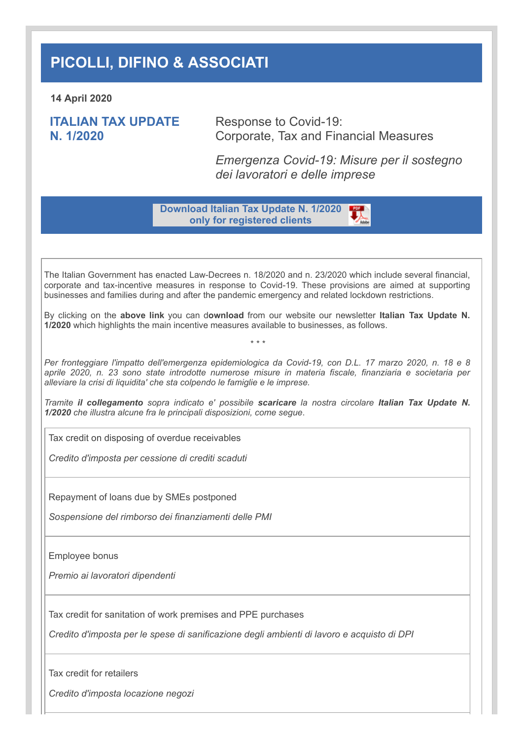# PICOLLI, DIFINO & ASSOCIATI

**14 April 2020**

## ITALIAN TAX UPDATE N. 1/2020

Response to Covid-19:
Corporate, Tax and Financial Measures

*Emergenza Covid-19: Misure per il sostegno dei lavoratori e delle imprese*

**Download Italian Tax Update N. 1/2020 only for registered clients**

The Italian Government has enacted Law-Decrees n. 18/2020 and n. 23/2020 which include several financial, corporate and tax-incentive measures in response to Covid-19. These provisions are aimed at supporting businesses and families during and after the pandemic emergency and related lockdown restrictions.

By clicking on the **above link** you can d**ownload** from our website our newsletter **Italian Tax Update N. 1/2020** which highlights the main incentive measures available to businesses, as follows.

\* \* \*

*Per fronteggiare l'impatto dell'emergenza epidemiologica da Covid-19, con D.L. 17 marzo 2020, n. 18 e 8 aprile 2020, n. 23 sono state introdotte numerose misure in materia fiscale, finanziaria e societaria per alleviare la crisi di liquidita' che sta colpendo le famiglie e le imprese.*

*Tramite **il collegamento** sopra indicato e' possibile **scaricare** la nostra circolare **Italian Tax Update N. 1/2020** che illustra alcune fra le principali disposizioni, come segue.*

Tax credit on disposing of overdue receivables

*Credito d'imposta per cessione di crediti scaduti*

Repayment of loans due by SMEs postponed

*Sospensione del rimborso dei finanziamenti delle PMI*

Employee bonus

*Premio ai lavoratori dipendenti*

Tax credit for sanitation of work premises and PPE purchases

*Credito d'imposta per le spese di sanificazione degli ambienti di lavoro e acquisto di DPI*

Tax credit for retailers

*Credito d'imposta locazione negozi*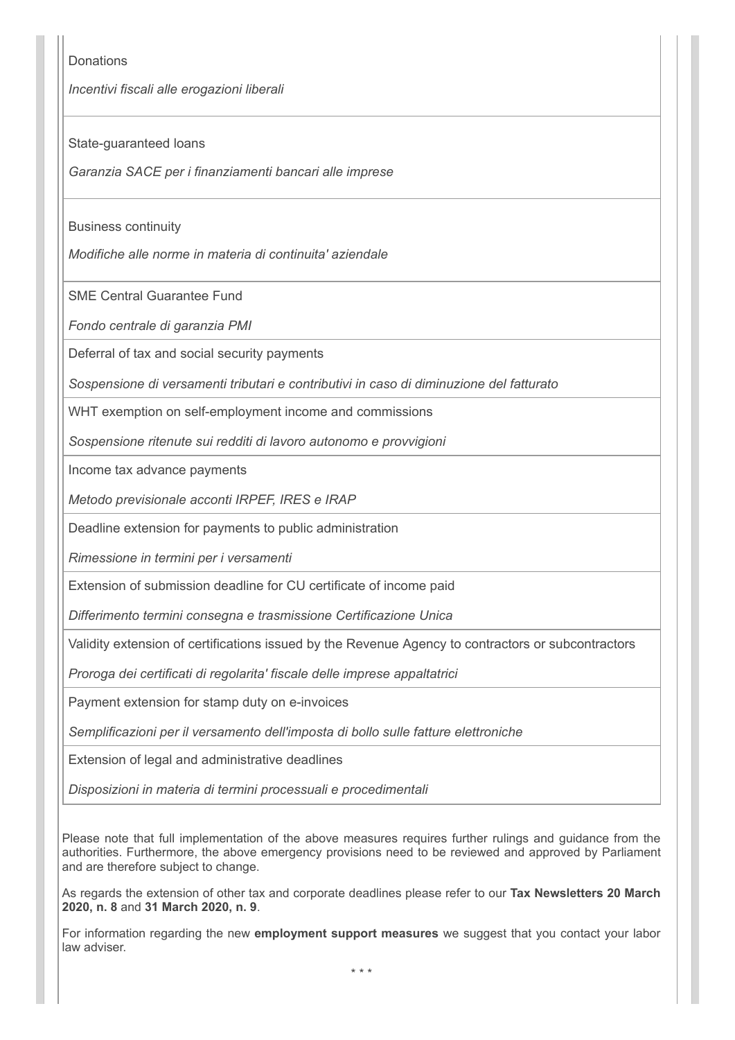| |
|---|
| Donations<br><br>*Incentivi fiscali alle erogazioni liberali* |
| State-guaranteed loans<br><br>*Garanzia SACE per i finanziamenti bancari alle imprese* |
| Business continuity<br><br>*Modifiche alle norme in materia di continuita' aziendale* |
| SME Central Guarantee Fund<br><br>*Fondo centrale di garanzia PMI* |
| Deferral of tax and social security payments<br><br>*Sospensione di versamenti tributari e contributivi in caso di diminuzione del fatturato* |
| WHT exemption on self-employment income and commissions<br><br>*Sospensione ritenute sui redditi di lavoro autonomo e provvigioni* |
| Income tax advance payments<br><br>*Metodo previsionale acconti IRPEF, IRES e IRAP* |
| Deadline extension for payments to public administration<br><br>*Rimessione in termini per i versamenti* |
| Extension of submission deadline for CU certificate of income paid<br><br>*Differimento termini consegna e trasmissione Certificazione Unica* |
| Validity extension of certifications issued by the Revenue Agency to contractors or subcontractors<br><br>*Proroga dei certificati di regolarita' fiscale delle imprese appaltatrici* |
| Payment extension for stamp duty on e-invoices<br><br>*Semplificazioni per il versamento dell'imposta di bollo sulle fatture elettroniche* |
| Extension of legal and administrative deadlines<br><br>*Disposizioni in materia di termini processuali e procedimentali* |

Please note that full implementation of the above measures requires further rulings and guidance from the authorities. Furthermore, the above emergency provisions need to be reviewed and approved by Parliament and are therefore subject to change.

As regards the extension of other tax and corporate deadlines please refer to our **Tax Newsletters 20 March 2020, n. 8** and **31 March 2020, n. 9**.

For information regarding the new **employment support measures** we suggest that you contact your labor law adviser.

\* \* \*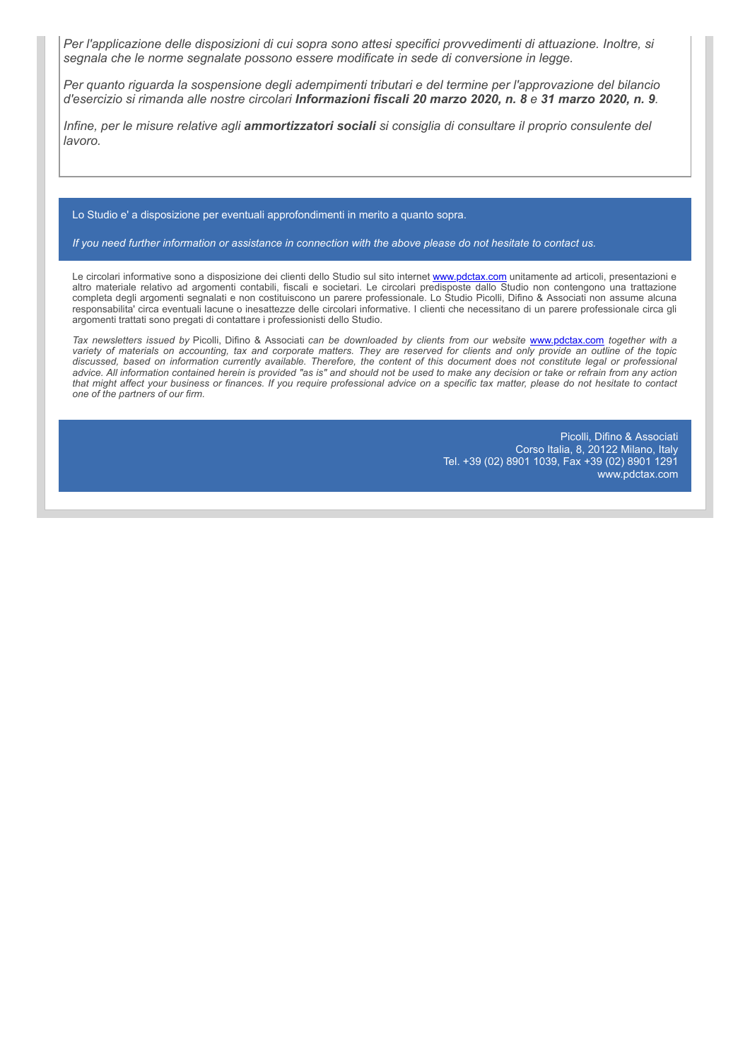*Per l'applicazione delle disposizioni di cui sopra sono attesi specifici provvedimenti di attuazione. Inoltre, si segnala che le norme segnalate possono essere modificate in sede di conversione in legge.*

*Per quanto riguarda la sospensione degli adempimenti tributari e del termine per l'approvazione del bilancio d'esercizio si rimanda alle nostre circolari **Informazioni fiscali 20 marzo 2020, n. 8** e **31 marzo 2020, n. 9**.*

*Infine, per le misure relative agli **ammortizzatori sociali** si consiglia di consultare il proprio consulente del lavoro.*

Lo Studio e' a disposizione per eventuali approfondimenti in merito a quanto sopra.

*If you need further information or assistance in connection with the above please do not hesitate to contact us.*

Le circolari informative sono a disposizione dei clienti dello Studio sul sito internet www.pdctax.com unitamente ad articoli, presentazioni e altro materiale relativo ad argomenti contabili, fiscali e societari. Le circolari predisposte dallo Studio non contengono una trattazione completa degli argomenti segnalati e non costituiscono un parere professionale. Lo Studio Picolli, Difino & Associati non assume alcuna responsabilita' circa eventuali lacune o inesattezze delle circolari informative. I clienti che necessitano di un parere professionale circa gli argomenti trattati sono pregati di contattare i professionisti dello Studio.

*Tax newsletters issued by* Picolli, Difino & Associati *can be downloaded by clients from our website* www.pdctax.com *together with a variety of materials on accounting, tax and corporate matters. They are reserved for clients and only provide an outline of the topic discussed, based on information currently available. Therefore, the content of this document does not constitute legal or professional advice. All information contained herein is provided "as is" and should not be used to make any decision or take or refrain from any action that might affect your business or finances. If you require professional advice on a specific tax matter, please do not hesitate to contact one of the partners of our firm.*

Picolli, Difino & Associati
Corso Italia, 8, 20122 Milano, Italy
Tel. +39 (02) 8901 1039, Fax +39 (02) 8901 1291
www.pdctax.com